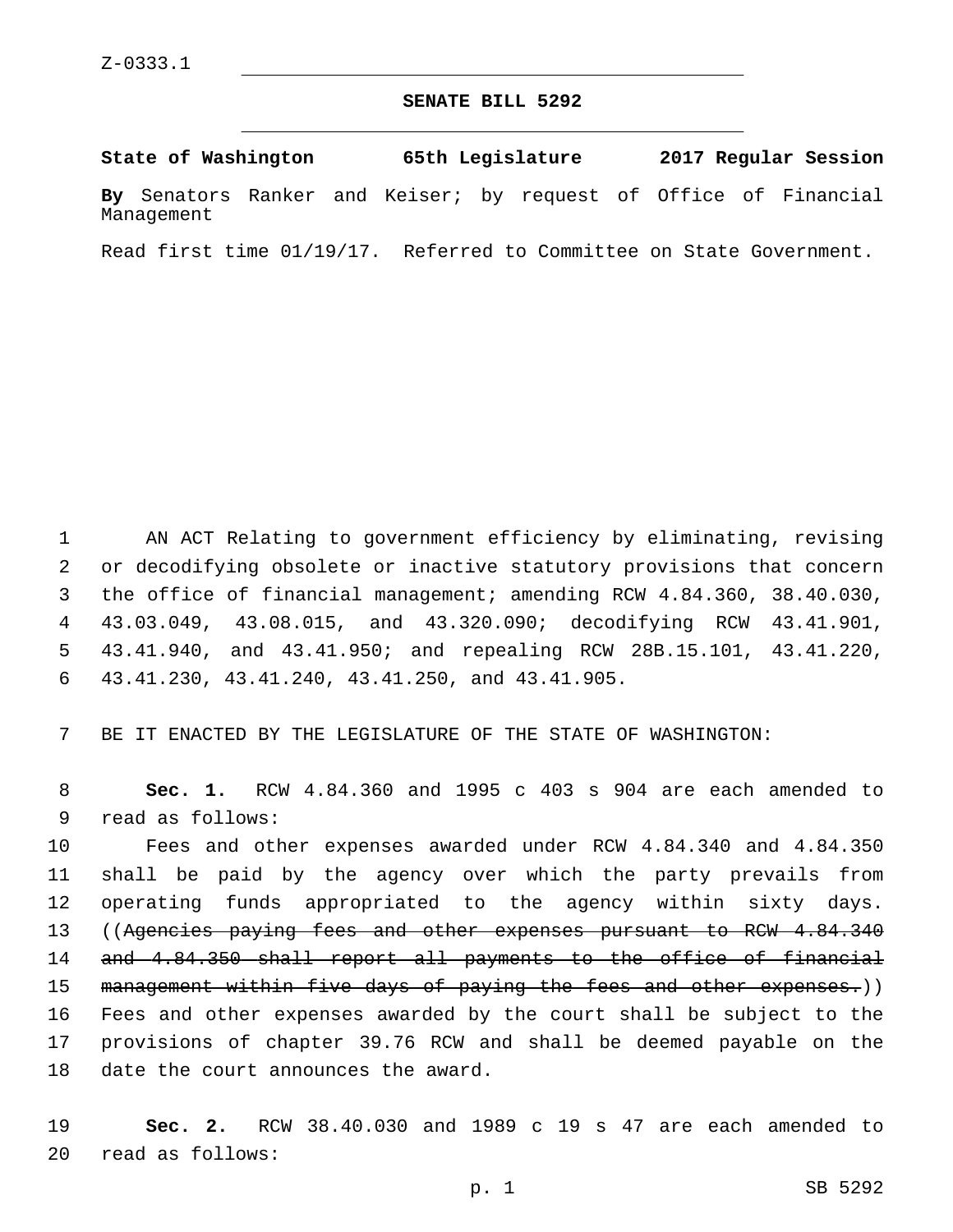Z-0333.1

# SENATE BILL 5292

**State of Washington 65th Legislature 2017 Regular Session**

**By** Senators Ranker and Keiser; by request of Office of Financial Management

Read first time 01/19/17. Referred to Committee on State Government.

AN ACT Relating to government efficiency by eliminating, revising or decodifying obsolete or inactive statutory provisions that concern the office of financial management; amending RCW 4.84.360, 38.40.030, 43.03.049, 43.08.015, and 43.320.090; decodifying RCW 43.41.901, 43.41.940, and 43.41.950; and repealing RCW 28B.15.101, 43.41.220, 43.41.230, 43.41.240, 43.41.250, and 43.41.905.

BE IT ENACTED BY THE LEGISLATURE OF THE STATE OF WASHINGTON:

**Sec. 1.** RCW 4.84.360 and 1995 c 403 s 904 are each amended to read as follows:

Fees and other expenses awarded under RCW 4.84.340 and 4.84.350 shall be paid by the agency over which the party prevails from operating funds appropriated to the agency within sixty days. ((~~Agencies paying fees and other expenses pursuant to RCW 4.84.340 and 4.84.350 shall report all payments to the office of financial management within five days of paying the fees and other expenses.~~)) Fees and other expenses awarded by the court shall be subject to the provisions of chapter 39.76 RCW and shall be deemed payable on the date the court announces the award.

**Sec. 2.** RCW 38.40.030 and 1989 c 19 s 47 are each amended to read as follows: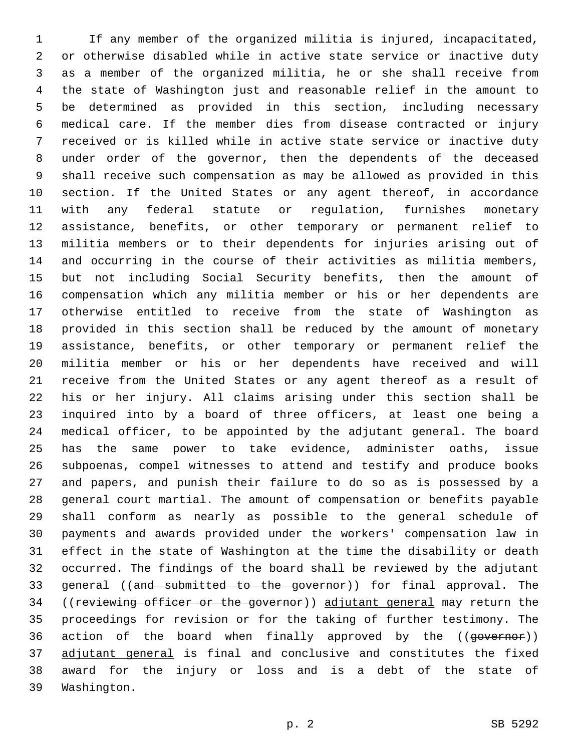If any member of the organized militia is injured, incapacitated, or otherwise disabled while in active state service or inactive duty as a member of the organized militia, he or she shall receive from the state of Washington just and reasonable relief in the amount to be determined as provided in this section, including necessary medical care. If the member dies from disease contracted or injury received or is killed while in active state service or inactive duty under order of the governor, then the dependents of the deceased shall receive such compensation as may be allowed as provided in this section. If the United States or any agent thereof, in accordance with any federal statute or regulation, furnishes monetary assistance, benefits, or other temporary or permanent relief to militia members or to their dependents for injuries arising out of and occurring in the course of their activities as militia members, but not including Social Security benefits, then the amount of compensation which any militia member or his or her dependents are otherwise entitled to receive from the state of Washington as provided in this section shall be reduced by the amount of monetary assistance, benefits, or other temporary or permanent relief the militia member or his or her dependents have received and will receive from the United States or any agent thereof as a result of his or her injury. All claims arising under this section shall be inquired into by a board of three officers, at least one being a medical officer, to be appointed by the adjutant general. The board has the same power to take evidence, administer oaths, issue subpoenas, compel witnesses to attend and testify and produce books and papers, and punish their failure to do so as is possessed by a general court martial. The amount of compensation or benefits payable shall conform as nearly as possible to the general schedule of payments and awards provided under the workers' compensation law in effect in the state of Washington at the time the disability or death occurred. The findings of the board shall be reviewed by the adjutant general ((~~and submitted to the governor~~)) for final approval. The ((~~reviewing officer or the governor~~)) adjutant general may return the proceedings for revision or for the taking of further testimony. The action of the board when finally approved by the ((~~governor~~)) adjutant general is final and conclusive and constitutes the fixed award for the injury or loss and is a debt of the state of Washington.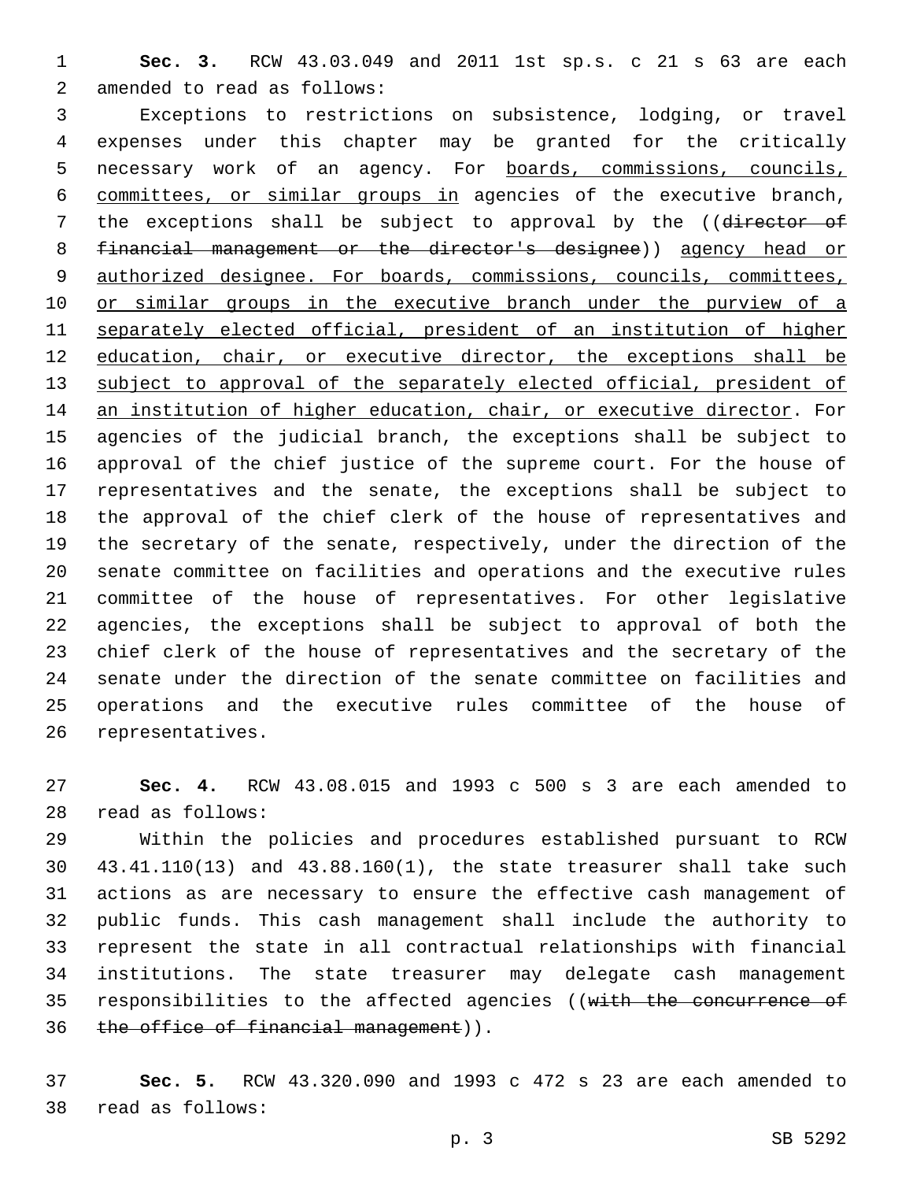**Sec. 3.** RCW 43.03.049 and 2011 1st sp.s. c 21 s 63 are each amended to read as follows:

Exceptions to restrictions on subsistence, lodging, or travel expenses under this chapter may be granted for the critically necessary work of an agency. For <u>boards, commissions, councils, committees, or similar groups in</u> agencies of the executive branch, the exceptions shall be subject to approval by the ((~~director of financial management or the director's designee~~)) <u>agency head or authorized designee. For boards, commissions, councils, committees, or similar groups in the executive branch under the purview of a separately elected official, president of an institution of higher education, chair, or executive director, the exceptions shall be subject to approval of the separately elected official, president of an institution of higher education, chair, or executive director</u>. For agencies of the judicial branch, the exceptions shall be subject to approval of the chief justice of the supreme court. For the house of representatives and the senate, the exceptions shall be subject to the approval of the chief clerk of the house of representatives and the secretary of the senate, respectively, under the direction of the senate committee on facilities and operations and the executive rules committee of the house of representatives. For other legislative agencies, the exceptions shall be subject to approval of both the chief clerk of the house of representatives and the secretary of the senate under the direction of the senate committee on facilities and operations and the executive rules committee of the house of representatives.

**Sec. 4.** RCW 43.08.015 and 1993 c 500 s 3 are each amended to read as follows:

Within the policies and procedures established pursuant to RCW 43.41.110(13) and 43.88.160(1), the state treasurer shall take such actions as are necessary to ensure the effective cash management of public funds. This cash management shall include the authority to represent the state in all contractual relationships with financial institutions. The state treasurer may delegate cash management responsibilities to the affected agencies ((~~with the concurrence of the office of financial management~~)).

**Sec. 5.** RCW 43.320.090 and 1993 c 472 s 23 are each amended to read as follows: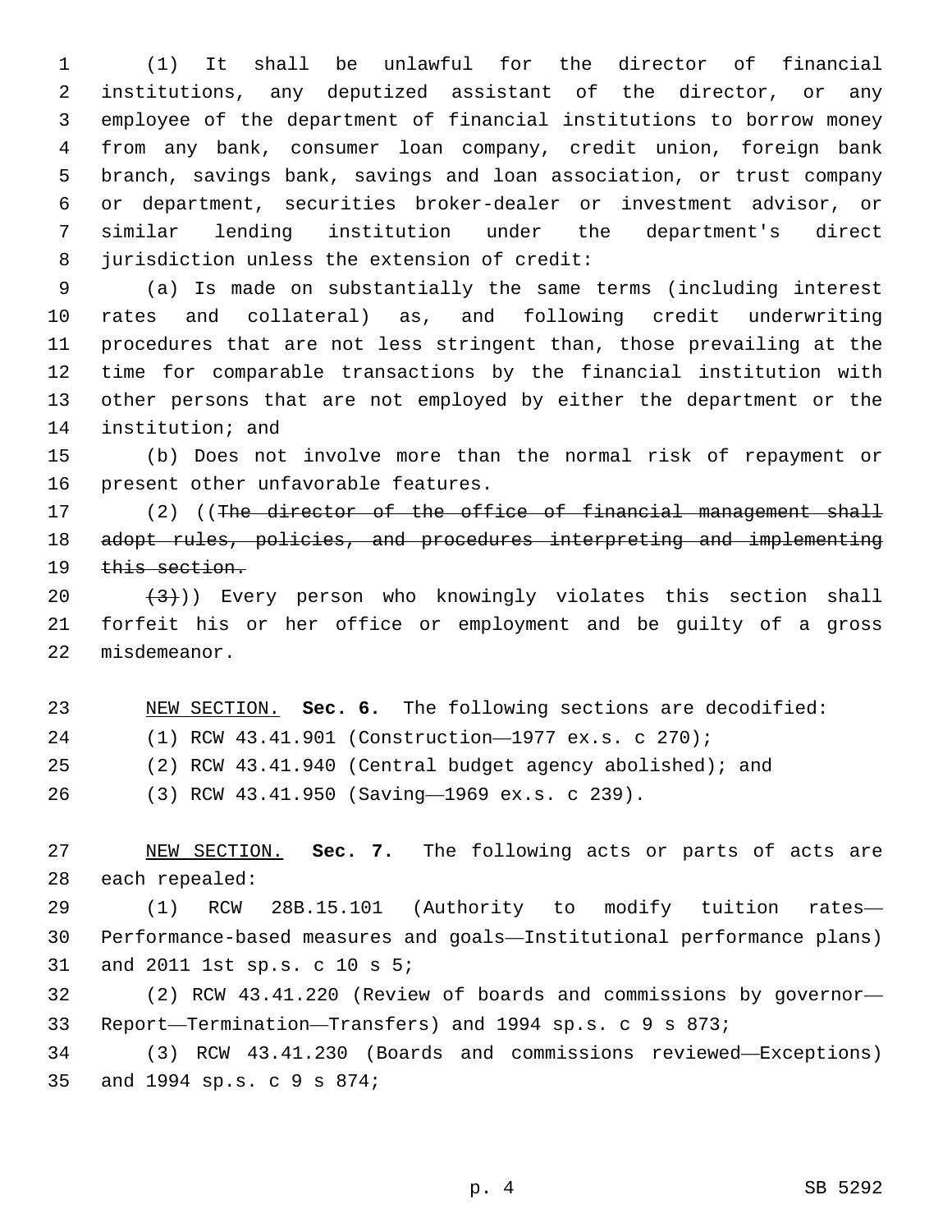(1) It shall be unlawful for the director of financial institutions, any deputized assistant of the director, or any employee of the department of financial institutions to borrow money from any bank, consumer loan company, credit union, foreign bank branch, savings bank, savings and loan association, or trust company or department, securities broker-dealer or investment advisor, or similar lending institution under the department's direct jurisdiction unless the extension of credit:

(a) Is made on substantially the same terms (including interest rates and collateral) as, and following credit underwriting procedures that are not less stringent than, those prevailing at the time for comparable transactions by the financial institution with other persons that are not employed by either the department or the institution; and

(b) Does not involve more than the normal risk of repayment or present other unfavorable features.

(2) ((~~The director of the office of financial management shall adopt rules, policies, and procedures interpreting and implementing this section.~~

~~(3)~~)) Every person who knowingly violates this section shall forfeit his or her office or employment and be guilty of a gross misdemeanor.

NEW SECTION. **Sec. 6.** The following sections are decodified:

(1) RCW 43.41.901 (Construction—1977 ex.s. c 270);

(2) RCW 43.41.940 (Central budget agency abolished); and

(3) RCW 43.41.950 (Saving—1969 ex.s. c 239).

NEW SECTION. **Sec. 7.** The following acts or parts of acts are each repealed:

(1) RCW 28B.15.101 (Authority to modify tuition rates—Performance-based measures and goals—Institutional performance plans) and 2011 1st sp.s. c 10 s 5;

(2) RCW 43.41.220 (Review of boards and commissions by governor—Report—Termination—Transfers) and 1994 sp.s. c 9 s 873;

(3) RCW 43.41.230 (Boards and commissions reviewed—Exceptions) and 1994 sp.s. c 9 s 874;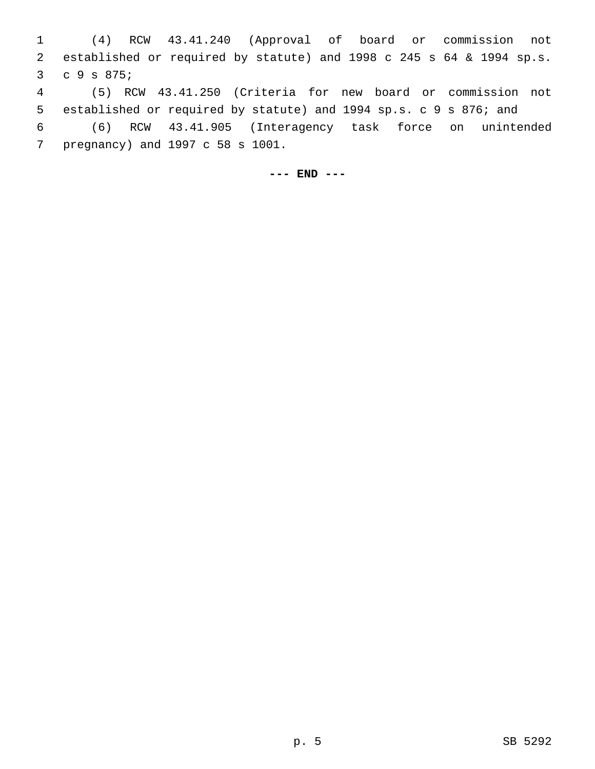(4) RCW 43.41.240 (Approval of board or commission not established or required by statute) and 1998 c 245 s 64 & 1994 sp.s. c 9 s 875;

(5) RCW 43.41.250 (Criteria for new board or commission not established or required by statute) and 1994 sp.s. c 9 s 876; and

(6) RCW 43.41.905 (Interagency task force on unintended pregnancy) and 1997 c 58 s 1001.

**--- END ---**